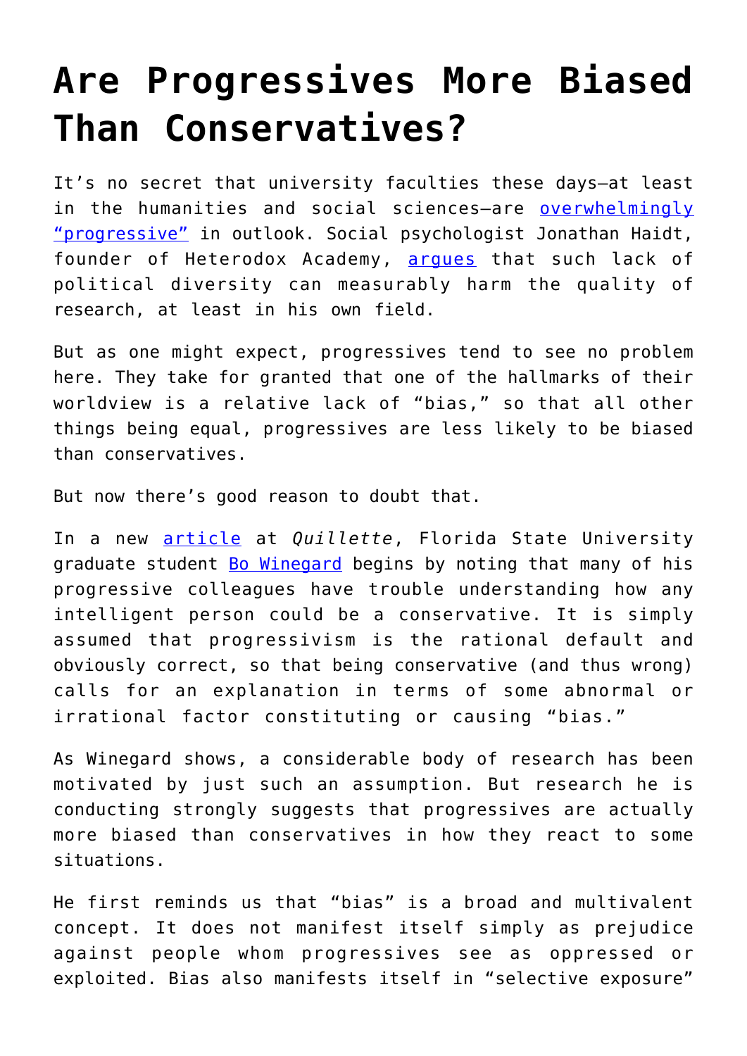# Are Progressives More Biased Than Conservatives?

It's no secret that university faculties these days—at least in the humanities and social sciences—are overwhelmingly "progressive" in outlook. Social psychologist Jonathan Haidt, founder of Heterodox Academy, argues that such lack of political diversity can measurably harm the quality of research, at least in his own field.

But as one might expect, progressives tend to see no problem here. They take for granted that one of the hallmarks of their worldview is a relative lack of "bias," so that all other things being equal, progressives are less likely to be biased than conservatives.

But now there's good reason to doubt that.

In a new article at *Quillette*, Florida State University graduate student Bo Winegard begins by noting that many of his progressive colleagues have trouble understanding how any intelligent person could be a conservative. It is simply assumed that progressivism is the rational default and obviously correct, so that being conservative (and thus wrong) calls for an explanation in terms of some abnormal or irrational factor constituting or causing "bias."

As Winegard shows, a considerable body of research has been motivated by just such an assumption. But research he is conducting strongly suggests that progressives are actually more biased than conservatives in how they react to some situations.

He first reminds us that "bias" is a broad and multivalent concept. It does not manifest itself simply as prejudice against people whom progressives see as oppressed or exploited. Bias also manifests itself in "selective exposure"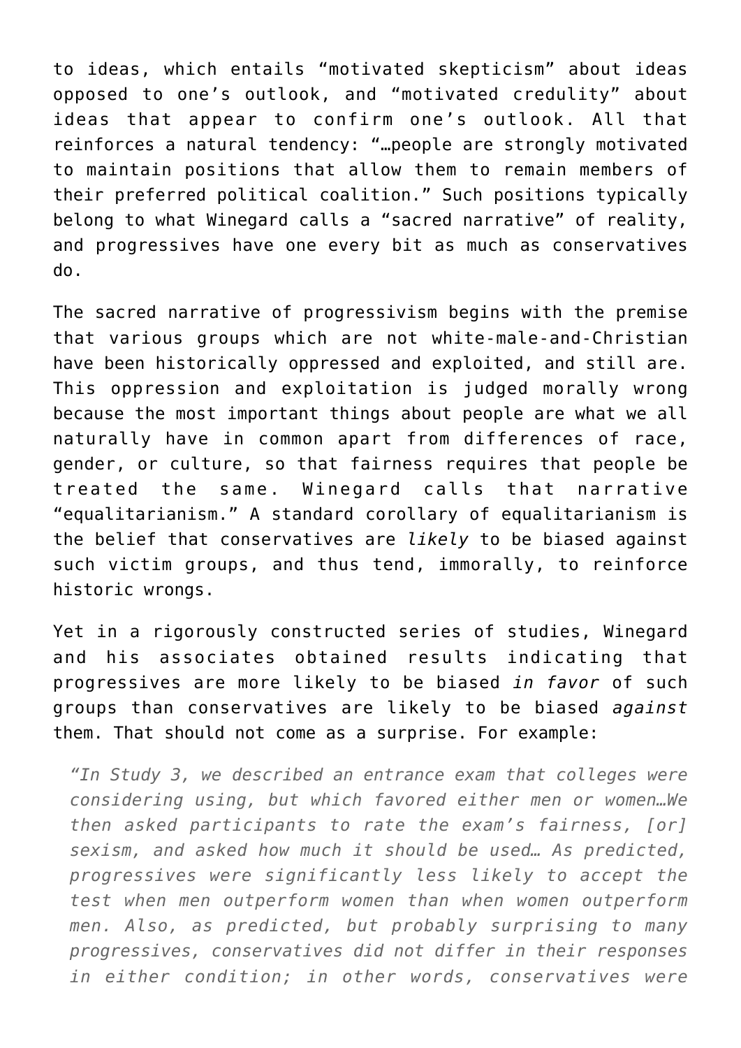to ideas, which entails "motivated skepticism" about ideas opposed to one's outlook, and "motivated credulity" about ideas that appear to confirm one's outlook. All that reinforces a natural tendency: "…people are strongly motivated to maintain positions that allow them to remain members of their preferred political coalition." Such positions typically belong to what Winegard calls a "sacred narrative" of reality, and progressives have one every bit as much as conservatives do.

The sacred narrative of progressivism begins with the premise that various groups which are not white-male-and-Christian have been historically oppressed and exploited, and still are. This oppression and exploitation is judged morally wrong because the most important things about people are what we all naturally have in common apart from differences of race, gender, or culture, so that fairness requires that people be treated the same. Winegard calls that narrative "equalitarianism." A standard corollary of equalitarianism is the belief that conservatives are *likely* to be biased against such victim groups, and thus tend, immorally, to reinforce historic wrongs.

Yet in a rigorously constructed series of studies, Winegard and his associates obtained results indicating that progressives are more likely to be biased *in favor* of such groups than conservatives are likely to be biased *against* them. That should not come as a surprise. For example:

> *"In Study 3, we described an entrance exam that colleges were considering using, but which favored either men or women…We then asked participants to rate the exam's fairness, [or] sexism, and asked how much it should be used… As predicted, progressives were significantly less likely to accept the test when men outperform women than when women outperform men. Also, as predicted, but probably surprising to many progressives, conservatives did not differ in their responses in either condition; in other words, conservatives were*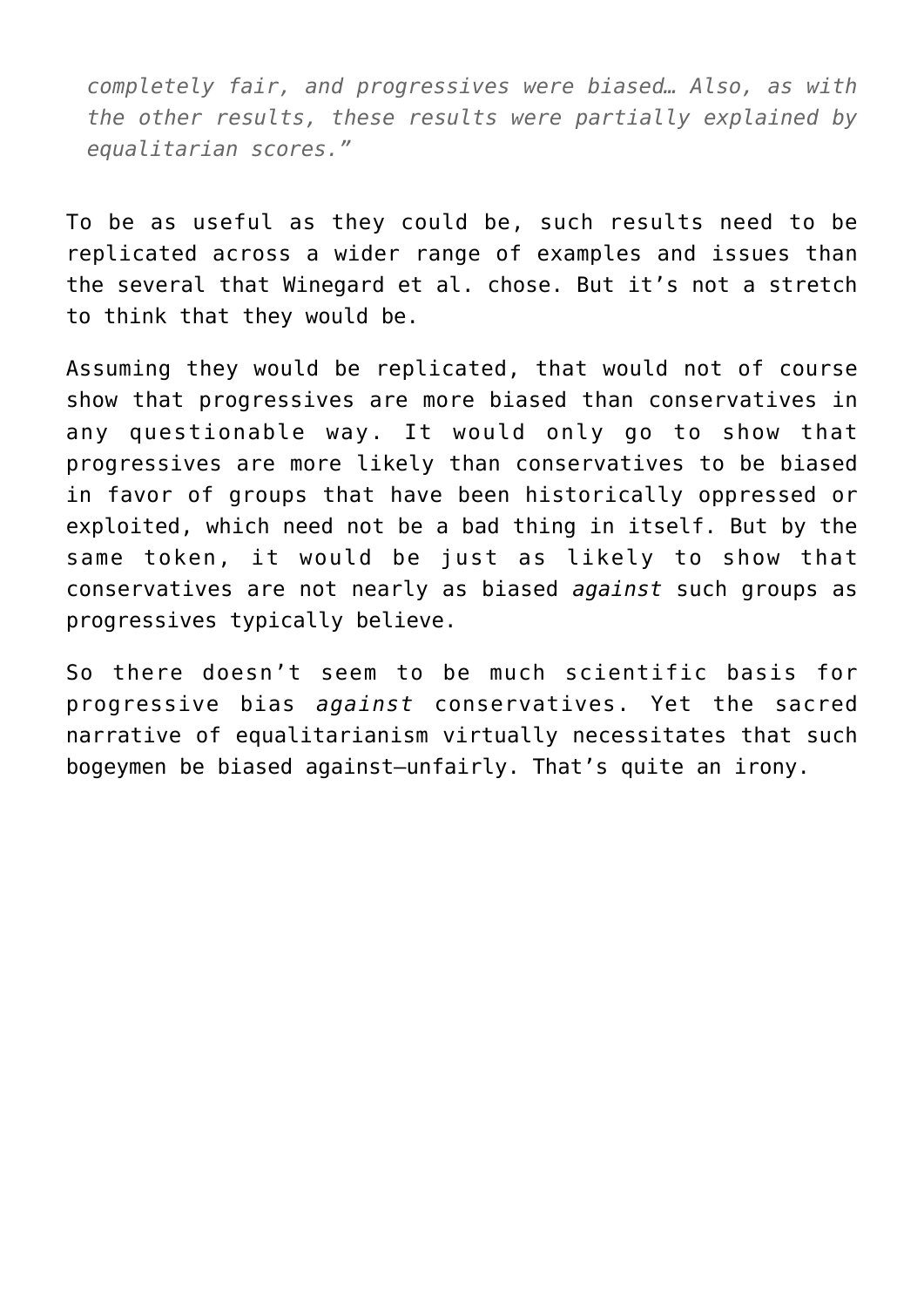> *completely fair, and progressives were biased… Also, as with the other results, these results were partially explained by equalitarian scores.”*

To be as useful as they could be, such results need to be replicated across a wider range of examples and issues than the several that Winegard et al. chose. But it’s not a stretch to think that they would be.

Assuming they would be replicated, that would not of course show that progressives are more biased than conservatives in any questionable way. It would only go to show that progressives are more likely than conservatives to be biased in favor of groups that have been historically oppressed or exploited, which need not be a bad thing in itself. But by the same token, it would be just as likely to show that conservatives are not nearly as biased *against* such groups as progressives typically believe.

So there doesn’t seem to be much scientific basis for progressive bias *against* conservatives. Yet the sacred narrative of equalitarianism virtually necessitates that such bogeymen be biased against—unfairly. That’s quite an irony.